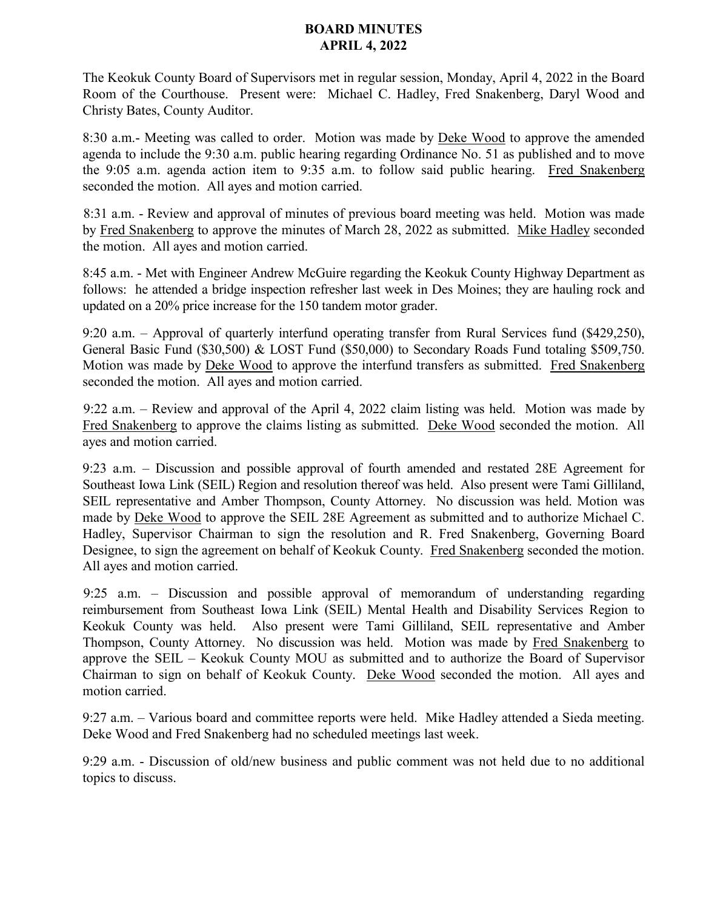# BOARD MINUTES
## APRIL 4, 2022

The Keokuk County Board of Supervisors met in regular session, Monday, April 4, 2022 in the Board Room of the Courthouse. Present were: Michael C. Hadley, Fred Snakenberg, Daryl Wood and Christy Bates, County Auditor.

8:30 a.m.- Meeting was called to order. Motion was made by Deke Wood to approve the amended agenda to include the 9:30 a.m. public hearing regarding Ordinance No. 51 as published and to move the 9:05 a.m. agenda action item to 9:35 a.m. to follow said public hearing. Fred Snakenberg seconded the motion. All ayes and motion carried.

8:31 a.m. - Review and approval of minutes of previous board meeting was held. Motion was made by Fred Snakenberg to approve the minutes of March 28, 2022 as submitted. Mike Hadley seconded the motion. All ayes and motion carried.

8:45 a.m. - Met with Engineer Andrew McGuire regarding the Keokuk County Highway Department as follows: he attended a bridge inspection refresher last week in Des Moines; they are hauling rock and updated on a 20% price increase for the 150 tandem motor grader.

9:20 a.m. – Approval of quarterly interfund operating transfer from Rural Services fund ($429,250), General Basic Fund ($30,500) & LOST Fund ($50,000) to Secondary Roads Fund totaling $509,750. Motion was made by Deke Wood to approve the interfund transfers as submitted. Fred Snakenberg seconded the motion. All ayes and motion carried.

9:22 a.m. – Review and approval of the April 4, 2022 claim listing was held. Motion was made by Fred Snakenberg to approve the claims listing as submitted. Deke Wood seconded the motion. All ayes and motion carried.

9:23 a.m. – Discussion and possible approval of fourth amended and restated 28E Agreement for Southeast Iowa Link (SEIL) Region and resolution thereof was held. Also present were Tami Gilliland, SEIL representative and Amber Thompson, County Attorney. No discussion was held. Motion was made by Deke Wood to approve the SEIL 28E Agreement as submitted and to authorize Michael C. Hadley, Supervisor Chairman to sign the resolution and R. Fred Snakenberg, Governing Board Designee, to sign the agreement on behalf of Keokuk County. Fred Snakenberg seconded the motion. All ayes and motion carried.

9:25 a.m. – Discussion and possible approval of memorandum of understanding regarding reimbursement from Southeast Iowa Link (SEIL) Mental Health and Disability Services Region to Keokuk County was held. Also present were Tami Gilliland, SEIL representative and Amber Thompson, County Attorney. No discussion was held. Motion was made by Fred Snakenberg to approve the SEIL – Keokuk County MOU as submitted and to authorize the Board of Supervisor Chairman to sign on behalf of Keokuk County. Deke Wood seconded the motion. All ayes and motion carried.

9:27 a.m. – Various board and committee reports were held. Mike Hadley attended a Sieda meeting. Deke Wood and Fred Snakenberg had no scheduled meetings last week.

9:29 a.m. - Discussion of old/new business and public comment was not held due to no additional topics to discuss.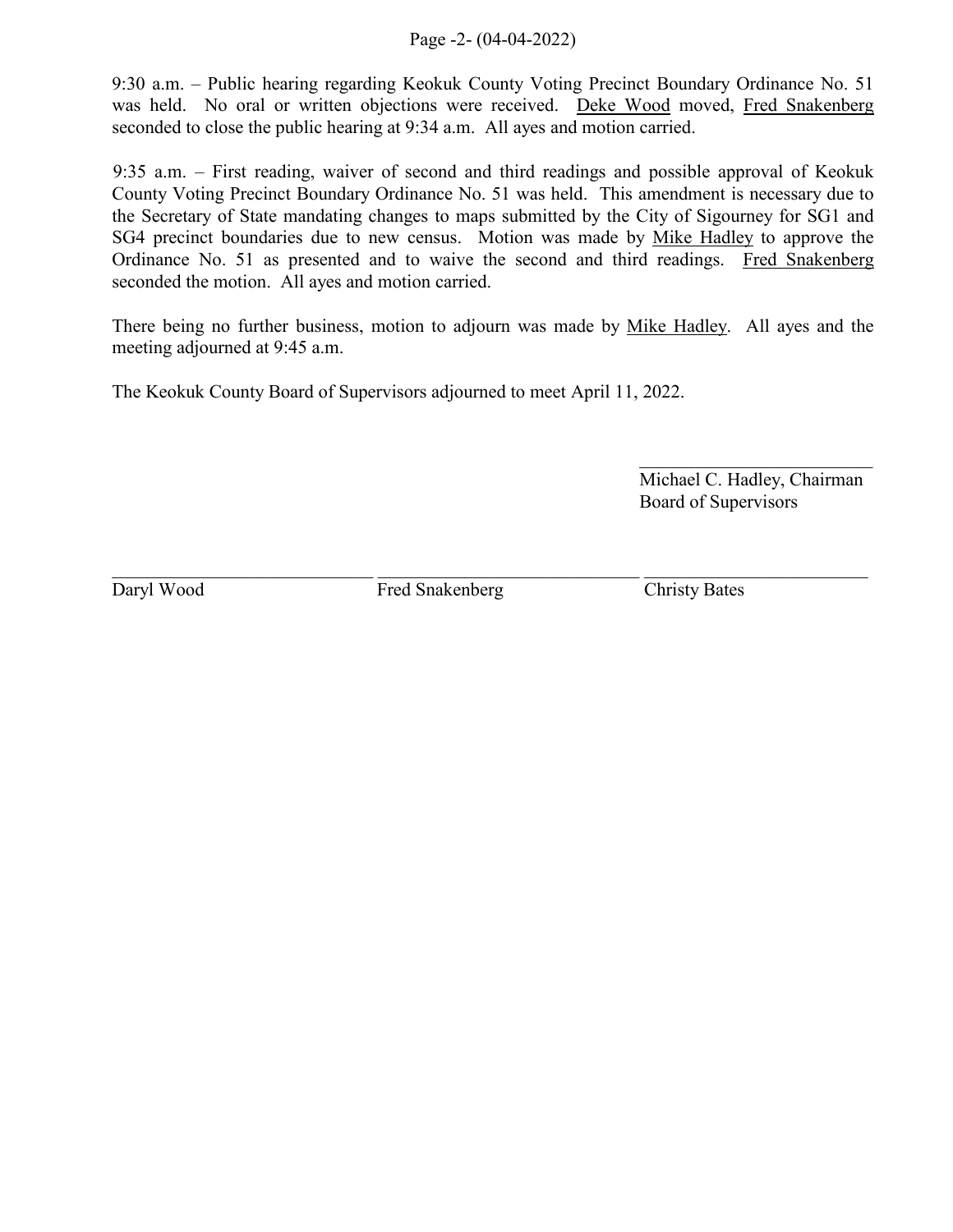9:30 a.m. – Public hearing regarding Keokuk County Voting Precinct Boundary Ordinance No. 51 was held. No oral or written objections were received. Deke Wood moved, Fred Snakenberg seconded to close the public hearing at 9:34 a.m. All ayes and motion carried.

9:35 a.m. – First reading, waiver of second and third readings and possible approval of Keokuk County Voting Precinct Boundary Ordinance No. 51 was held. This amendment is necessary due to the Secretary of State mandating changes to maps submitted by the City of Sigourney for SG1 and SG4 precinct boundaries due to new census. Motion was made by Mike Hadley to approve the Ordinance No. 51 as presented and to waive the second and third readings. Fred Snakenberg seconded the motion. All ayes and motion carried.

There being no further business, motion to adjourn was made by Mike Hadley. All ayes and the meeting adjourned at 9:45 a.m.

The Keokuk County Board of Supervisors adjourned to meet April 11, 2022.

\_\_\_\_\_\_\_\_\_\_\_\_\_\_\_\_\_\_\_\_\_\_\_\_\_\_
Michael C. Hadley, Chairman
Board of Supervisors

| | | |
|---|---|---|
| \_\_\_\_\_\_\_\_\_\_\_\_\_\_\_\_\_\_\_\_ | \_\_\_\_\_\_\_\_\_\_\_\_\_\_\_\_\_\_\_\_ | \_\_\_\_\_\_\_\_\_\_\_\_\_\_\_\_\_\_\_\_ |
| Daryl Wood | Fred Snakenberg | Christy Bates |